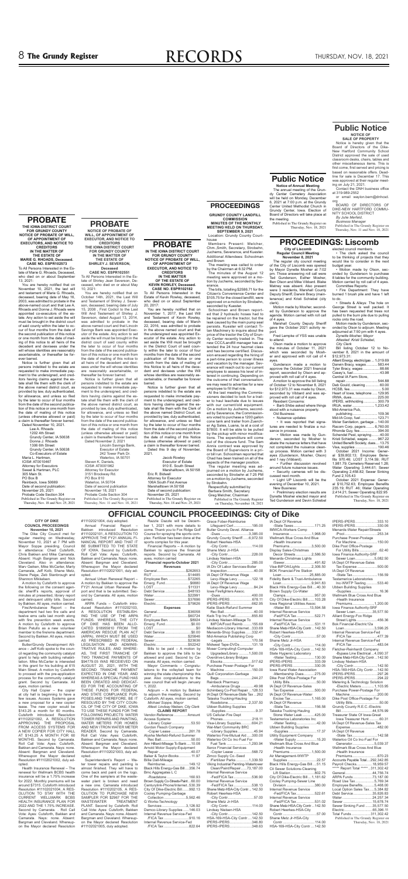# PROBATE

**THE IOWA DISTRICT COURT FOR GRUNDY COUNTY NOTICE OF PROBATE OF WILL, OF APPOINTMENT OF EXECUTORS, AND NOTICE TO CREDITORS IN THE MATTER OF THE ESTATE OF MARIE G. RHOADS, Deceased. CASE NO. ESPR102573**

To All Persons Interested in the Estate of Marie G. Rhoads, Deceased, who died on or about September 13, 2021:

You are hereby notified that on November 10, 2021, the last will and testament of Marie G. Rhoads, deceased, bearing date of May 16, 2003, was admitted to probate in the above-named court and that Lee A. Rhoads and Donna J. Rhoads were appointed co-executors of the estate. Any action to set aside the will must be brought in the district court of said county within the later to occur of four months from the date of the second publication of this notice or one month from the date of mailing of this notice to all heirs of the decedent and devisees under the will whose identities are reasonably ascertainable, or thereafter be forever barred.

Notice is further given that all persons indebted to the estate are requested to make immediate payment to the undersigned, and creditors having claims against the estate shall file them with the clerk of the above named district court, as provided by law, duly authenticated, for allowance, and unless so filed by the later to occur of four months from the date of the second publication of this notice or one month from the date of mailing of this notice (unless otherwise allowed or paid) a claim is thereafter forever barred.

Dated November 10, 2021.

Lee A. Rhoads
1202 4th Street
Grundy Center, IA 50638
Donna J. Rhoads
1306 8th Street
Grundy Center, IA 50638
Co-Executors of Estate
Maria L. Hartman,
ICIS# AT0010467
Attorney for Executors
Sweet & Hartman, PLC
305 Main St.
PO Box B
Reinbeck, Iowa 50669
Date of second publication:
November 25, 2021
Probate Code Section 304

Published in The Grundy Register on Thursday, Nov. 18 and Nov. 25, 2021

# PROBATE

**NOTICE OF PROBATE OF WILL, OF APPOINTMENT OF EXECUTOR, AND NOTICE TO CREDITORS THE IOWA DISTRICT COURT GRUNDY COUNTY IN THE MATTER OF THE ESTATE OF SHIRLEY J. SEVERSON, Deceased CASE NO. ESPR102551**

To All Persons Interested in the Estate of Shirley Jean Severson, Deceased, who died on or about May 10, 2021:

You are hereby notified that on October 14th, 2021, the Last Will and Testament of Shirley J. Severson, deceased, bearing date of July 15, 2008 , First Codicil to the Last Will And Testament of Shirley J. Severson, dated August 13, 2014, was admitted to probate in the above named court and that Lincoln Savings Bank was appointed Executor of the estate. Any action to set aside the will must be brought in the district court of said county within the later to occur of four months from the date of the second publication of this notice or one month from the date of mailing of this notice to all heirs of the decedent and devisees under the will whose identities are reasonably ascertainable, or thereafter be forever barred.

Notice is further given that all persons indebted to the estate are requested to make immediate payment to the undersigned, and creditors having claims against the estate shall file them with the clerk of the above named district court, as provided by law, duly authenticated, for allowance, and unless so filed by the later to occur of four months from the date of the second publication of this notice or one month from the date of mailing of this notice (unless otherwise allowed or paid) a claim is thereafter forever barred.

Dated November 2, 2021

Lincoln Savings Bank,
Executor of Estate
242 Tower Park Dr.
Waterloo, IA 50701
Steven K. Daniels,
ICIS# AT0001962
Attorney for Executor
3151 Brockway Rd.
PO Box 810
Waterloo, IA 50704
Date of second publication
November 18th, 2021
Probate Code Section 304

Published in The Grundy Register on Thursday, Nov. 11 and Nov. 18, 2021

# PROBATE

**IN THE IOWA DISTRICT COURT FOR GRUNDY COUNTY NOTICE OF PROBATE OF WILL, OF APPOINTMENT OF EXECUTOR, AND NOTICE TO CREDITORS IN THE MATTER OF THE ESTATE OF KEVIN ROWLEY, Deceased. CASE NO. ESPR102182**

To All Persons Interested in the Estate of Kevin Rowley, Deceased, who died on or about September 20, 2017:

You are hereby notified that on November 1, 2017, the Last Will and Testament of Kevin Rowley, deceased, bearing date of March 22, 2016, was admitted to probate in the above named court and that the undersigned was appointed Executor of the estate. Any action to set aside the Will must be brought in the District Court of said county within the later to occur of four months from the date of the second publication of this Notice or one month from the date of mailing of this Notice to all heirs of the decedent and devisees under the Will whose identities are reasonably ascertainable, or thereafter be forever barred.

Notice is further given that all persons indebted to the estate are requested to make immediate payment to the undersigned, and creditors having claims against the estate shall file them with the Clerk of the above named District Court, as provided by law, duly authenticated, for allowance, and unless so filed by the later to occur of four months from the date of the second publication of this notice or one month from the date of mailing of this notice (unless otherwise allowed or paid) a claim is thereafter forever barred.

Dated this 9 day of November, 2021.

Jacob Rowley
Executor of Estate
910 E. South Street
Marshalltown, IA 50158
Eric R. Bidwell
Attorney for Executor
106A South First Avenue
Marshalltown IA 50158
Date of second publication:
November 25, 2021

Published in The Grundy Register on Thursday, Nov. 18 and Nov. 25, 2021

# PROCEEDINGS

**GRUNDY COUNTY LANDFILL COMMISSION MINUTES OF THE MONTHLY MEETING HELD ON THURSDAY, SEPTEMBER 9, 2021**

Location: Grundy County Courthouse

Members Present: Melcher, Chm.,Smith, Secretary, Strobehn, Juchems, Severance, and Kuester. Additional Attendees: Schoolman and Brown

The meeting was called to order by the Chairman at 6:32 PM.

The minutes of the August 12 meeting were approved on a motion by Juchems, seconded by Severance.

The bills, totalling $2586.71 for the Citizen's Convenience Center and $105.75 for the closed landfill, were approved on a motion by Strobehn, seconded by Kuester.

Schoolman and Brown reported that 2 hydraulic hoses had to be repaired on the tractor, but the leak caused by the main pump seal persists. Kuester will contact Titan Machinery to inquire about the price of the tractor the City of Grundy Center recently traded in. The new CCC/Landfill manager has attended the 24 hour hazmat class and has become certified. Discussion ensued regarding the hiring of a part-time person to cover illness and vacation days. Severance will reach out to our current employee to assess his level of interest in continuing. Depending on the outcome of that conversation, we may need to advertise for a new employee to fill that role.

At the last meeting the Commissioners decided to look for a trailer to haul leachate due to issues with our current/old equipment. On a motion by Juchems, seconded by Severance, the Commissioners voted to purchase a 1200 gallon cone tank and trailer from Zuercher Ag Sales, Luana, Ia at a cost of $7800. It will be able to be pulled by the pickup with minor modifications. The expenditure will come out of the closure fund. The Sam Annis contract was approved by the Board of Supervisors in a prior action. Schoolman reported that Chad has been trained on all of the aspects of the manager position.

The regular meeting was adjourned on a motion by Juchems, seconded by Strobehn at 7:25 PM on a motion by Juchems, seconded by Strobehn.

Respectfully submitted by
Barbara Smith, Secretary
Greg Melcher, Chairman

Published in The Grundy Register on Thursday, November 18, 2021

# Public Notice

**Notice of Annual Meeting**

The annual meeting of the Grundy Center Cemetery Association will be held on Monday, December 6, 2021 at 7:00 p.m. at the Grundy Center United Methodist Church in Grundy Center, Iowa. Election of Board of Directors will take place at the meeting.

Published in The Grundy Register on Thursday, Nov. 18, 2021

# Public Notice

**NOTICE OF SALE OF PROPERTY**

Notice is hereby given that the Board of Directors of the Dike-New Hartford Community School District approved the sale of used classroom desks, chairs, tables and other miscellaneous items. This is first-come, first served and pricing is based on reasonable offers. Deadline for sale is December 17. This was approved at their regular meeting on July 21, 2021.

Contact the DNH business office at 319-989-2552

or email waylon.bern@dnhcsd.org.

BOARD OF DIRECTORS OF DIKE-NEW HARTFORD COMMUNITY SCHOOL DISTRICT
*By Julie Merfeld, Business Manager*

Published in The Grundy Register on Thursday, Nov. 18, 2021

# PROCEEDINGS: Liscomb

**City of Liscomb Regular Council Meeting November 8, 2021**

The regular city council meeting of the City of Liscomb was opened by Mayor Dynette Mosher at 7:02 pm. Those answering roll call were Ted Gunderson, Esther Mosher, Ben Olson and Mike Vibbard. Blake Matney was absent. Also present were 3 residents, Marshall County Deputy Sheriff, Darwin Bracy (maintenance) and Kristi Schiebel (city clerk).

Motion made by Mosher, seconded by Gunderson to approve the agenda. Motion carried with roll call of 4 ayes.

Marshall County Deputy Sheriff gave the October 2021 activity report.

Fred Lempke of YSS was unable to attend.

Olson made a motion to approve the minutes of October 11, 2021 which was seconded by Mosher and approved with roll call of 4 ayes.

Gunderson made a motion to approve the October 2021 financial report, seconded by Olson and approved with roll call of 4 ayes.

A motion to approve the bill listing of October 12 to November 8, 2021 for $12,973.31 was made by Olson, seconded by Vibbard and was approved with roll call of 4 ayes.

Resident Concerns:

• Barb Shibe asked where things stood with a nuisance property.

Old Business:

• Nuisance updates:

• It was reported that signatures are needed to finalize a nuisance in process.

• Motion was made by Gunderson, seconded by Mosher to abate the nuisance letters that have not completed the nuisance clean-up process. Motion carried with 3 ayes (Gunderson, Mosher, Olson) and 1 nay (Vibbard).

• Further discussion revolved around future nuisance issues.

• Security cameras will be discussed next month.

• Light UP Liscomb will be the evening of December 10, 2021.

New Business:

• Preliminary election results are Dynette Mosher elected mayor and Ted Gunderson and Devin Schiebel elected council members.

• The clerk asked the council to be thinking of projects that they would like to consider in the next budget year.

• Motion made by Olson, seconded by Gunderson to purchase 8 tables for the community building. Motion carried by roll call of 4 ayes.

Committee Reports:

• Fire Department: They have burned 1 brush pile and have 1 left to do.

• Streets & Alleys: The hole on George Street is well packed. It has been requested that trees not pulled to the burn pile due to pulling roots onto the road.

Motion made by Gunderson, seconded by Olson to adjourn. Meeting adjourned at 7:50 pm with 4 ayes.

*Dynette Mosher, Mayor*
*Attested: Kristi Schiebel, City Clerk*

Bill listing October 12 to November 8, 2021 in the amount of $12,973.31:

Alliant Energy, electric/gas ...1,019.69
Darwin Bracy, wages ..........583.44
Tyler Bracy, wages ................66.66
Casey's, fuel ..........................43.98
Central IA Farm Store, repair....................................544.88
Deb Gould, cleaning ..............60.00
HCSB, fee..................................5.00
Heart of Iowa, telephone.......129.95
IRWA, dues............................225.00
IPERS, withholding................300.79
IRUA, water ......................1,233.42
Mid-America Pub. publishing..............................109.36
Mid-IA Coop, fuel ....................123.71
Moler Sanitation, garbage ....740.00
Racom Corp, pagers............6,760.00
Rhonda Guy, fee....................394.00
Schendel Pest, spraying.........40.00
Kristi Schiebel, wages ...........967.22
United Benefit Society, dues.....13.75
Visa, supplies ........................190.46
October 2021 Income: General: $39,802.13; Employee Benefits: 970.46; LOST 3,114.59; RUT 1,981.79; Cemetery Reserved 1.28; Water Operating 3,444.61; Sewer Operating 2,458.82; Sewer Sinking Fund 2,105.43

October 2021 Expense: General $10,752.63; Employee Benefits 235.19; RUT .46; Water Operating 2,414.21; Sewer Operating 822.95

Published in The Grundy Register on Thursday, Nov. 18, 2021

# OFFICIAL COUNCIL PROCEEDINGS: City of Dike

**CITY OF DIKE COUNCIL PROCEEDINGS November 10, 2021**

The Dike City Council met for regular meeting on Wednesday, November 10, 2021 at 7 PM with Mayor Soppe presiding. Council in attendance: Chad Cutsforth, Chris Bakken and Mike Camarata. Absent: Hugh Bergman and Nick Cleveland. Also in attendance: Mary Gerken, Mike McCarter, Marty Camarata, Jeff Kolb, Shane Metz, Diane Paige, Zeb Stanbrough and Shannon Winkelman.

A motion by Cutsforth to approve the following on the consent agenda: sheriff's reports, approval of minutes as presented, library report and delinquent utility bills. Second by Bakken. All ayes, motion carried.

Fire/Ambulance Report – the department had two fire calls and twelve ems calls last month along with fire prevention week events. A motion by Cutsforth to approve Brian Petullo as a new volunteer member to the firearms department. Second by Bakken. All ayes, motion carried.

Butler/Grundy Development Alliance – Jeff Kolb spoke to the council regarding the community catalyst grant to help with building rehabilitation. Mike McCarter is interested in this grant for his building at 615 Main Street. A motion by Cutsforth to proceed with the pre-application process for the community catalyst grant. Second by Camarata. All ayes, motion carried.

City Hall Copier – the copier at city hall is beginning to have a few issues. Access Systems gave a new proposal for a new copier lease. The new copier would be $143.25 a month for 60 months. Cutsforth introduced Resolution #11102021002, A RESOLUTION APPROVING THE PROPOSAL FROM ACCESS SYSTEMS FOR A NEW COPIER FOR CITY HALL AT $143.25 A MONTH FOR 60 MONTHS. Second by Camarata. Roll Call Vote: Ayes: Cutsforth, Bakken and Camarata. Nays: none. Absent: Bergman and Cleveland. Whereupon the Mayor declared Resolution #11102021002, duly adopted.

Health Insurance Renewal – The renewal for Wellmark BCBS health insurance will be a 1.75% increase for 2022. Monthly premiums will be around $7315. Cutsforth introduced Resolution #11102021003, A RESOLUTION TO APPROVE THE CURRENT WELLMARK BCBS HEALTH INSURANCE PLAN FOR 2022 AND THE 1.75% INCREASE. Second by Camarata. Roll Call Vote: Ayes: Cutsforth, Bakken and Camarata. Nays: none. Absent: Bergman and Cleveland. Whereupon the Mayor declared Resolution #11102021004, duly adopted.

Annual Financial Report – Bakken introduced Resolution #11102021001, A RESOLUTION TO APPROVE THE FY21 ANNUAL FINANCIAL REPORT AND THAT IT BE SUBMITTED TO THE STATE OF IOWA. Second by Cutsforth. Roll Call Vote: Ayes: Cutsforth, Bakken and Camarata. Nays: none. Absent: Bergman and Cleveland. Whereupon the Mayor declared Resolution #11102021001, duly adopted.

Annual Urban Renewal Report – A motion by Bakken to approve the FY21 Annual Urban Renewal Report and that is be submitted. Second by Camarata. All ayes, motion carried.

ARPA Funds – Cutsforth introduced Resolution #11102021003, A RESOLUTION ESTABLISHING THE USE OF THE ARPA FUNDS. WHEREAS, THE CITY OF DIKE HAS BEEN ALLOCATED $189958.10 FROM THE AMERICAN RESCUE PLAN ACT (ARPA), WHICH MUST BE USED AS PRESCRIBED IN FEDERAL LEGISLATION AND ADMINISTRATIVE RULES; AND WHEREAS, THE FIRST TRANCHE OF TWO TRANCHE PAYMENTS OF $94779.05 WAS RECEIVED ON AUGUST 20, 2021, WITH THE SECOND TRANCHE PAYMENT EXPECTED IN ONE YEAR; AND WHEREAS A SPECIAL FUND HAS BEEN CREATED AND DEDICATED FOR THE ACCOUNTING OF THESE FUNDS FOR FEDERAL AND STATE COMPLIANCE PURPOSES;AND THEREFORE, BE IT RESOLVED BY THE CITY COUNCIL OF THE CITY OF DIKE, IOWA TO USE THESE FUNDS FOR THE FOLLOWING PROJECTS: WATER TOWER REPAIRS AND PAINTING, WATER METERS FOR HOMES AND NEW ITRON WATER METER READER. Second by Camarata. Roll Call Vote: Ayes: Cutsforth, Bakken and Camarata. Nays: none. Absent: Bergman and Cleveland. Whereupon the Mayor declared Resolution #11102021003, duly adopted.

Superintendent's Report – Water tower repairs and painting is almost finished. They will have to come back and paint on the logo. One of the samplers at the wastewater plant is broken and need a new one. Camarata introduced Resolution #11102021005, A RESOLUTION TO PURCHASE NEW SAMPLER FOR $2967 FOR THE WASTEWATER TREATMENT PLANT. Second by Cutsforth. Roll Call Vote: Ayes: Cutsforth, Bakken and Camarata. Nays: none. Absent: Bergman and Cleveland. Whereupon the Mayor declared Resolution #11102021005, duly adopted.

Razzle Dazzle will be December 1, 2021 with more details to come. Thank you to Fox Ridge Golf Course for spraying the sports complex. Fertilizer has been done at the sports complex for this year.

Financial Reports – A motion by Bakken to approve the financial reports. Second by Camarata. All ayes, motion carried

**Financial reports–October 2021**

**Revenues**

General...............................$262653
RUT ..................................$14485
Employee Ben......................$72285
Emerg. Fund..........................$6880
LOST ....................................$11331
Debt Service........................$48193
Water ..................................$22991
Sewer ..................................$37696
Electric ...............................$79626

**Expenses**

General...............................$36058
RUT ....................................$60724
Employee Ben........................$8924
Emerg. Fund..............................$0.00
LOST .........................................$0
Debt Service...........................$0.00
Water ..................................$25848
Sewer ..................................$23636
Electric ...............................$52242

Bills to be paid – A motion by Bakken to approve the bills to be allowed and paid. Second by Camarata. All ayes, motion carried.

Mayor Comments – Congratulations to the volleyball team for winning the state championship this year. Also congratulations to the new council that will begin January 1, 2022.

Adjourn – A motion by Bakken to adjourn the meeting. Second by Cutsforth. All ayes, motion carried.

Michael Soppe, Mayor
*Attest: Lindsey Nielsen, City Clerk*

**CLAIMS REPORT**

Vendor-Reference ..............Amount
Access System
-Library Copier.......................53.50
Gordon Flesch Company
-Copier Lease .......................261.78
Alysha Merfeld-Refund Summer Rec Ball...............................50.00
Ann Hilliard-Mileage To Bank.....10.08
Arnold Motor Supply-Equipment Repair .....................................40.07
Baker & Taylor-Books..............11.97
Billie Dall-Mileage Reimburse.............................149.12
Black Hills Energy-Gas Bill.....356.74
Bmc Aggregates L C -Roadstone ...........................160.93
Brown Supply Co-Streets-Part....60.00
Centurylink-Phone/Internet..530.39
City Of Dike-Electric Bill.....992.13
Cowboy Dumping-Garbage Collection............................5,562.46
G Works-Technology Services.............................3,128.92
Demco-Library Supplies.......146.93
Internal Revenue Service-Fed /FICA Tax...............................910.16
Internal Revenue Service-Fed /FICA Tax...............................822.64
Grace Fober-Reimburse Lifeguard Cert.......................195.00
Butler County Devel. Alliance -Dues ...............................3,385.00
Grundy County Sheriff .....8,972.50
Robert Heerkes-HSA -City Contr...........................114.00
Shane Metz Jr-HSA -City Contr...........................228.00
Lindsey Nielsen-HSA -City Contr...........................285.00
IA Div Of Labor Services-Boiler Inspection...............................40.00
IA Dept Of Revenue Wage Levy-Wage Levy.................122.18
IA Dept Of Revenue Wage Levy-Wage Levy...................84.24
Iowa Firefighters Assoc. -Dues .................................400.00
IPERS-IPERS ..........................678.11
IPERS-IPERS ..........................682.95
Katie Stack-Refund Summer Rec Ball...............................40.00
Kwik Trip Inc-Fuel...................855.80
Lindsey Nielsen-Mileage To IMFOA/Food Reimb..............155.69
Mediacom-Library Internet...333.69
Menards-Shop Supplies .......332.41
Mid-America Publishing Corp -Legals ...............................170.56
Midwest Tape-DVDs .............121.19
Mower Compusult-Computer Upgrade/Library .............1,500.00
Overdrive-Library Bridges Ebooks ...............................517.62
Purchase Power-Postage For Machine .............................150.00
Quill Corporation-Garbage Bags .................................244.27
Reinbeck Pharmacy -Ambulance Drugs .............49.98
Schimberg Co-Pool Repair...128.53
IA Dept Of Revenue-State Tax ...262
Taleska Trucking-Hauling Roadstone ........................2,337.50
Ubben Building Supplies -Supplies....................................9.37
US Cellular-Fire Dept Phones...............................218.11
Visa-Library Supplies..........604.21
Wal-Mart Community BRC -Library Supplies.................45.94
Waterloo Oil Co Inc-Fuel For Fuel Tank ........................1,293.94
Xerox Financial Services -Copier Lease .......................568.72
Zimco Supply Co.-Seed /Fertilizer Parks.................1,339.50
Viking Industrial Painting-Watertower Clean/Paint/Repair .....73,187.00
Internal Revenue Service -Fed/FICA Tax.......................536.90
Internal Revenue Service -Fed/FICA Tax.......................538.13
Shane Metz-HSA-City Contr...142.50
Robert Heerkes-HSA -City Contr...........................57.00
Shane Metz Jr-HSA -City Contr...........................114.00
Lindsey Nielsen-HSA -City Contr...........................142.50
HSA-169-HSA-City Contr....142.50
IPERS-IPERS .........................346.80
IPERS-IPERS .........................348.63
IA Dept Of Revenue -State Taxes ...........................171.25
IMWCA-Workers Comp Insurance .........................1,968.00
Wellmark Blue Cross And Blue -Health Insurance Premiums .............................3,500.00
Display Sales-Christmas Decor Streets......................2,586.50
Menards-Christmas Lights -Street .................................491.82
Visa-IMFOA/Lights .............2,306.50
BOK Financial-Fire Station Loan..................................25,885.00
Fidelity Bank & Trust-Ambulance Loan....................................9,941.83
Black Hills Energy-Gas Bill.....40.30
Brown Supply Co-Water Clamps ..................................957.00
City Of Dike-Electric Bill........103.28
Iowa Regional Utilities Assoc -Water Bill.......................13,594.58
Internal Revenue Service -Fed/FICA Tax.......................522.71
Internal Revenue Service -Fed/FICA Tax.......................531.11
Shane Metz-HSA-City Contr...142.50
Robert Heerkes-HSA -City Contr...........................57.00
Shane Metz Jr-HSA -City Contr...........................114.00
HSA-169-HSA-City Contr....142.50
State Hygienic Laboratory -Water Testing.......................130.00
IPERS-IPERS .........................333.35
IPERS-IPERS .........................330.05
Iowa Rural Water Association -Membership Dues............275.00
Dike Post Office-Postage For Utility Bills...............................50.00
IA Dept Of Revenue-Sales Tax Expense.......................500.00
IA Dept Of Revenue-Water Excise Tax...........................1,165.00
IA Dept Of Revenue -State Tax..............................156.58
Taleska Trucking-Hauling Stone Water Leak ..............425.00
Test america Laboratories Inc -Water Testing.........................42.00
Ubben Building Supplies -Supplies..................................17.37
Utility Equipment Company -Water Supply .........................15.20
Wellmark Blue Cross And Blue -Health Insurance Premiums ...........................1,500.00
Air Management-WWTP Supplies ...................................22.57
Black Hills Energy-Gas Bill.....51.15
Cit Sewer Solutions-Cleaning Lift Station...........................802.75
City Of Dike-Electric Bill.....1,181.62
Cooley Pumping-Sewer Line Division ..................................390.00
Internal Revenue Service -Fed/FICA Tax.......................522.61
Internal Revenue Service -Fed/FICA Tax.......................531.02
Shane Metz-HSA-City Contr...142.50
Robert Heerkes-HSA-City Contr...........................57.00
Shane Metz Jr-HSA-City Contr...........................114.00
HSA-169-HSA-City Contr....142.50
IPERS-IPERS .........................333.10
IPERS-IPERS .........................333.06
Menards-Water Repair/Streets /Pool ...................................253.34
Purchase Power-Postage For Machine ..........................150.00
Dike Post Office-Postage For Utility Bills..............................62.40
Iowa Finance Authority-SRF Sewer Loan....................5,082.50
IA Dept Of Revenue-Sales Tax Expense.......................500.00
IA Dept Of Revenue -State Tax..............................156.59
Testamerica Laboratories Inc-WWTP Testing.............533.40
Ubben Building Supplies -Supplies..................................16.36
Wellmark Blue Cross And Blue -Health Insurance Premiums ...........................1,200.00
Iowa Finance Authority-SRF Sewer Loan....................35,577.50
Alliant Energy-Fox Ridge Street Lights...........................456.36
Bsk Financial-Electric12a Loan ...................................3,596.25
Internal Revenue Service-Fed /FICA Tax.............................477.39
Internal Revenue Service-Fed /FICA Tax.............................483.04
Fletcher-Reinhardt Company -Bypass Line Electrical...4,090.37
Shane Metz-HSA-City Contr...142.50
Lindsey Nielsen-HSA -City Contr...........................142.50
HSA-169-HSA-City Contr....142.50
IPERS-IPERS .........................297.26
IPERS-IPERS .........................294.22
Metering & Technology Solution -Electric Meters ................1,103.95
Purchase Power-Postage For Machine ..........................200.00
Dike Post Office-Postage For Utility Bills...............................50.00
Grundy County R.E.C.-Electric Bill ......................................4,576.99
Treasurer State Of Iowa-Great Iowa Treasurer Hunt ...............60.31
IA Dept Of Revenue-Sales Tax Expense.......................422.00
IA Dept Of Revenue -State Tax..............................142.58
Waterloo Oil Co Inc-Fuel For Generator........................5,039.37
Wellmark Blue Cross And Blue -Health Insurance Premiums ...............................870.23
Accounts Payable Total....292,342.85
Payroll Checks................18,959.57
***** Report Total *****..311,302.42
General............................44,756.74
ARPA Funds....................73,187.00
Road Use Tax...................5,769.34
Employee Benefits..............8,826.80
Local Option Sales Tax.......5,384.82
Debt Service.....................35,826.83
Water...............................24,257.34
Sewer...............................15,676.74
Sewer Sinking Fund..........35,577.50
Electric.............................62,396.15
Total Funds...................311,302.42

Published in The Grundy Register on Thursday, Nov. 18, 2021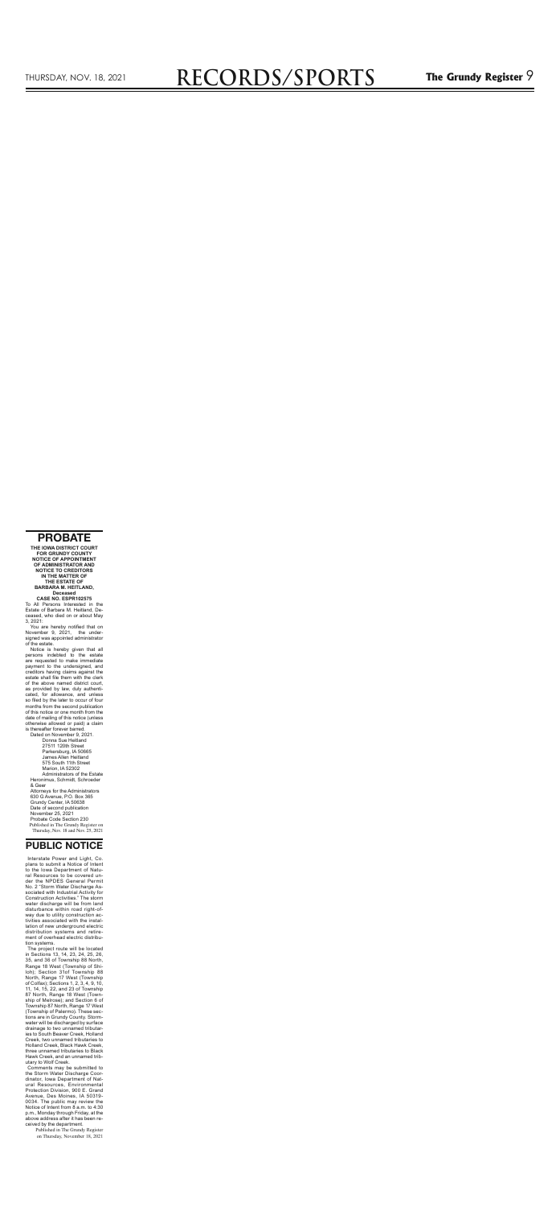## PROBATE

**THE IOWA DISTRICT COURT FOR GRUNDY COUNTY NOTICE OF APPOINTMENT OF ADMINISTRATOR AND NOTICE TO CREDITORS IN THE MATTER OF THE ESTATE OF BARBARA M. HEITLAND, Deceased CASE NO. ESPR102575**

To All Persons Interested in the Estate of Barbara M. Heitland, Deceased, who died on or about May 3, 2021:

You are hereby notified that on November 9, 2021, the undersigned was appointed administrator of the estate.

Notice is hereby given that all persons indebted to the estate are requested to make immediate payment to the undersigned, and creditors having claims against the estate shall file them with the clerk of the above named district court, as provided by law, duly authenticated, for allowance, and unless so filed by the later to occur of four months from the second publication of this notice or one month from the date of mailing of this notice (unless otherwise allowed or paid) a claim is thereafter forever barred.

Dated on November 9, 2021.

Donna Sue Heitland
27511 120th Street
Parkersburg, IA 50665
James Allen Heitland
575 South 11th Street
Marion, IA 52302
Administrators of the Estate

Heronimus, Schmidt, Schroeder & Geer
Attorneys for the Administrators
630 G Avenue, P.O. Box 365
Grundy Center, IA 50638
Date of second publication
November 25, 2021
Probate Code Section 230

Published in The Grundy Register on Thursday, Nov. 18 and Nov. 25, 2021

## PUBLIC NOTICE

Interstate Power and Light, Co. plans to submit a Notice of Intent to the Iowa Department of Natural Resources to be covered under the NPDES General Permit No. 2 "Storm Water Discharge Associated with Industrial Activity for Construction Activities." The storm water discharge will be from land disturbance within road right-of-way due to utility construction activities associated with the installation of new underground electric distribution systems and retirement of overhead electric distribution systems.

The project route will be located in Sections 13, 14, 23, 24, 25, 26, 35, and 36 of Township 88 North, Range 18 West (Township of Shiloh); Section 31of Township 88 North, Range 17 West (Township of Colfax); Sections 1, 2, 3, 4, 9, 10, 11, 14, 15, 22, and 23 of Township 87 North, Range 18 West (Township of Melrose); and Section 6 of Township 87 North, Range 17 West (Township of Palermo). These sections are in Grundy County. Stormwater will be discharged by surface drainage to two unnamed tributaries to South Beaver Creek, Holland Creek, two unnamed tributaries to Holland Creek, Black Hawk Creek, three unnamed tributaries to Black Hawk Creek, and an unnamed tributary to Wolf Creek.

Comments may be submitted to the Storm Water Discharge Coordinator, Iowa Department of Natural Resources, Environmental Protection Division, 900 E. Grand Avenue, Des Moines, IA 50319-0034. The public may review the Notice of Intent from 8 a.m. to 4:30 p.m., Monday through Friday, at the above address after it has been received by the department.

Published in The Grundy Register on Thursday, November 18, 2021